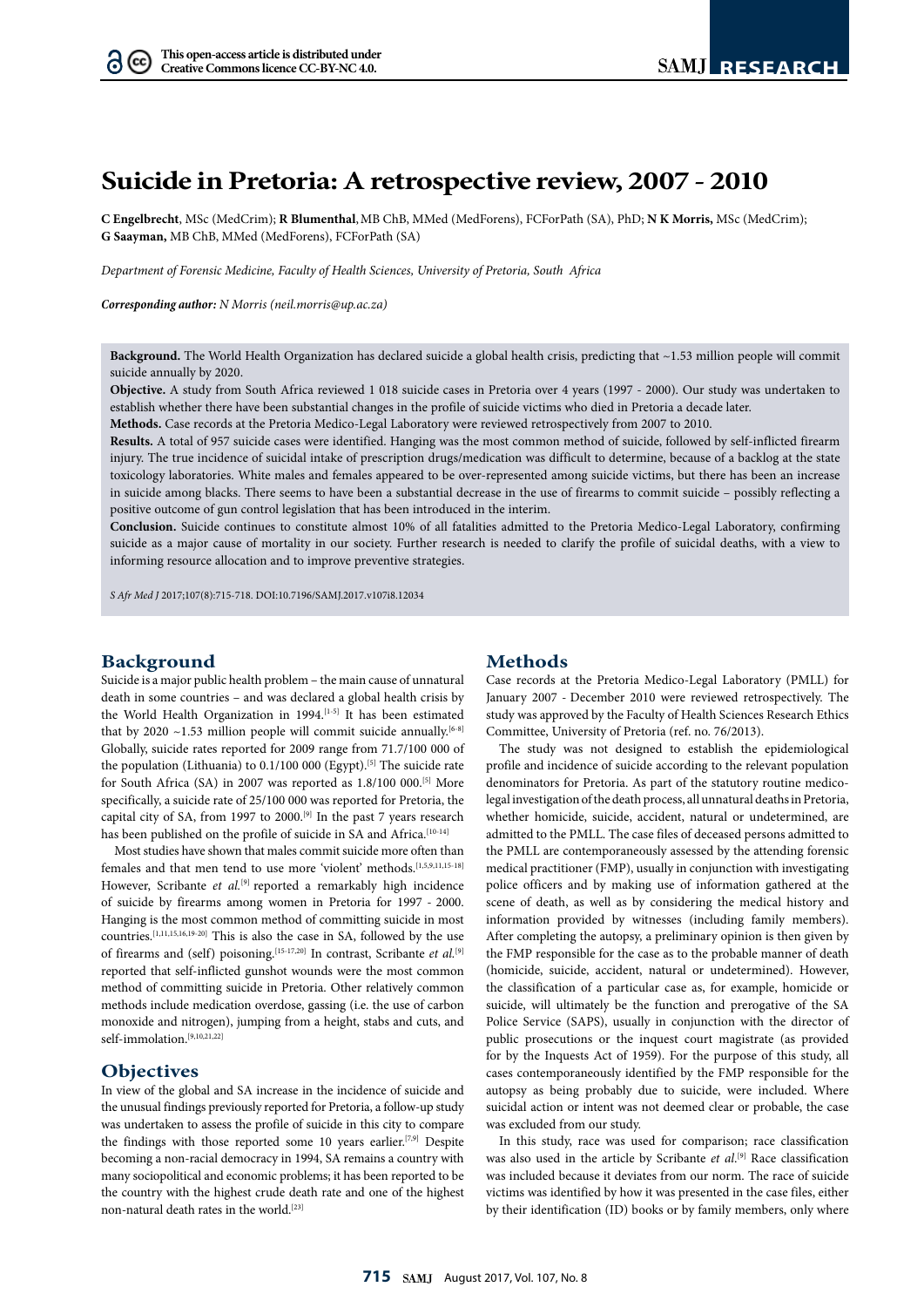This open-access article is distributed under Creative Commons licence CC-BY-NC 4.0.

# Suicide in Pretoria: A retrospective review, 2007 - 2010

**C Engelbrecht**, MSc (MedCrim); **R Blumenthal**, MB ChB, MMed (MedForens), FCForPath (SA), PhD; **N K Morris,** MSc (MedCrim); **G Saayman,** MB ChB, MMed (MedForens), FCForPath (SA)

*Department of Forensic Medicine, Faculty of Health Sciences, University of Pretoria, South Africa*

***Corresponding author:** N Morris (neil.morris@up.ac.za)*

**Background.** The World Health Organization has declared suicide a global health crisis, predicting that ~1.53 million people will commit suicide annually by 2020.

**Objective.** A study from South Africa reviewed 1 018 suicide cases in Pretoria over 4 years (1997 - 2000). Our study was undertaken to establish whether there have been substantial changes in the profile of suicide victims who died in Pretoria a decade later.

**Methods.** Case records at the Pretoria Medico-Legal Laboratory were reviewed retrospectively from 2007 to 2010.

**Results.** A total of 957 suicide cases were identified. Hanging was the most common method of suicide, followed by self-inflicted firearm injury. The true incidence of suicidal intake of prescription drugs/medication was difficult to determine, because of a backlog at the state toxicology laboratories. White males and females appeared to be over-represented among suicide victims, but there has been an increase in suicide among blacks. There seems to have been a substantial decrease in the use of firearms to commit suicide – possibly reflecting a positive outcome of gun control legislation that has been introduced in the interim.

**Conclusion.** Suicide continues to constitute almost 10% of all fatalities admitted to the Pretoria Medico-Legal Laboratory, confirming suicide as a major cause of mortality in our society. Further research is needed to clarify the profile of suicidal deaths, with a view to informing resource allocation and to improve preventive strategies.

*S Afr Med J* 2017;107(8):715-718. DOI:10.7196/SAMJ.2017.v107i8.12034

## Background

Suicide is a major public health problem – the main cause of unnatural death in some countries – and was declared a global health crisis by the World Health Organization in 1994.[1-5] It has been estimated that by 2020 ~1.53 million people will commit suicide annually.[6-8] Globally, suicide rates reported for 2009 range from 71.7/100 000 of the population (Lithuania) to 0.1/100 000 (Egypt).[5] The suicide rate for South Africa (SA) in 2007 was reported as 1.8/100 000.[5] More specifically, a suicide rate of 25/100 000 was reported for Pretoria, the capital city of SA, from 1997 to 2000.[9] In the past 7 years research has been published on the profile of suicide in SA and Africa.[10-14]

Most studies have shown that males commit suicide more often than females and that men tend to use more 'violent' methods.[1,5,9,11,15-18] However, Scribante *et al.*[9] reported a remarkably high incidence of suicide by firearms among women in Pretoria for 1997 - 2000. Hanging is the most common method of committing suicide in most countries.[1,11,15,16,19-20] This is also the case in SA, followed by the use of firearms and (self) poisoning.[15-17,20] In contrast, Scribante *et al.*[9] reported that self-inflicted gunshot wounds were the most common method of committing suicide in Pretoria. Other relatively common methods include medication overdose, gassing (i.e. the use of carbon monoxide and nitrogen), jumping from a height, stabs and cuts, and self-immolation.[9,10,21,22]

## Objectives

In view of the global and SA increase in the incidence of suicide and the unusual findings previously reported for Pretoria, a follow-up study was undertaken to assess the profile of suicide in this city to compare the findings with those reported some 10 years earlier.[7,9] Despite becoming a non-racial democracy in 1994, SA remains a country with many sociopolitical and economic problems; it has been reported to be the country with the highest crude death rate and one of the highest non-natural death rates in the world.[23]

## Methods

Case records at the Pretoria Medico-Legal Laboratory (PMLL) for January 2007 - December 2010 were reviewed retrospectively. The study was approved by the Faculty of Health Sciences Research Ethics Committee, University of Pretoria (ref. no. 76/2013).

The study was not designed to establish the epidemiological profile and incidence of suicide according to the relevant population denominators for Pretoria. As part of the statutory routine medico-legal investigation of the death process, all unnatural deaths in Pretoria, whether homicide, suicide, accident, natural or undetermined, are admitted to the PMLL. The case files of deceased persons admitted to the PMLL are contemporaneously assessed by the attending forensic medical practitioner (FMP), usually in conjunction with investigating police officers and by making use of information gathered at the scene of death, as well as by considering the medical history and information provided by witnesses (including family members). After completing the autopsy, a preliminary opinion is then given by the FMP responsible for the case as to the probable manner of death (homicide, suicide, accident, natural or undetermined). However, the classification of a particular case as, for example, homicide or suicide, will ultimately be the function and prerogative of the SA Police Service (SAPS), usually in conjunction with the director of public prosecutions or the inquest court magistrate (as provided for by the Inquests Act of 1959). For the purpose of this study, all cases contemporaneously identified by the FMP responsible for the autopsy as being probably due to suicide, were included. Where suicidal action or intent was not deemed clear or probable, the case was excluded from our study.

In this study, race was used for comparison; race classification was also used in the article by Scribante *et al.*[9] Race classification was included because it deviates from our norm. The race of suicide victims was identified by how it was presented in the case files, either by their identification (ID) books or by family members, only where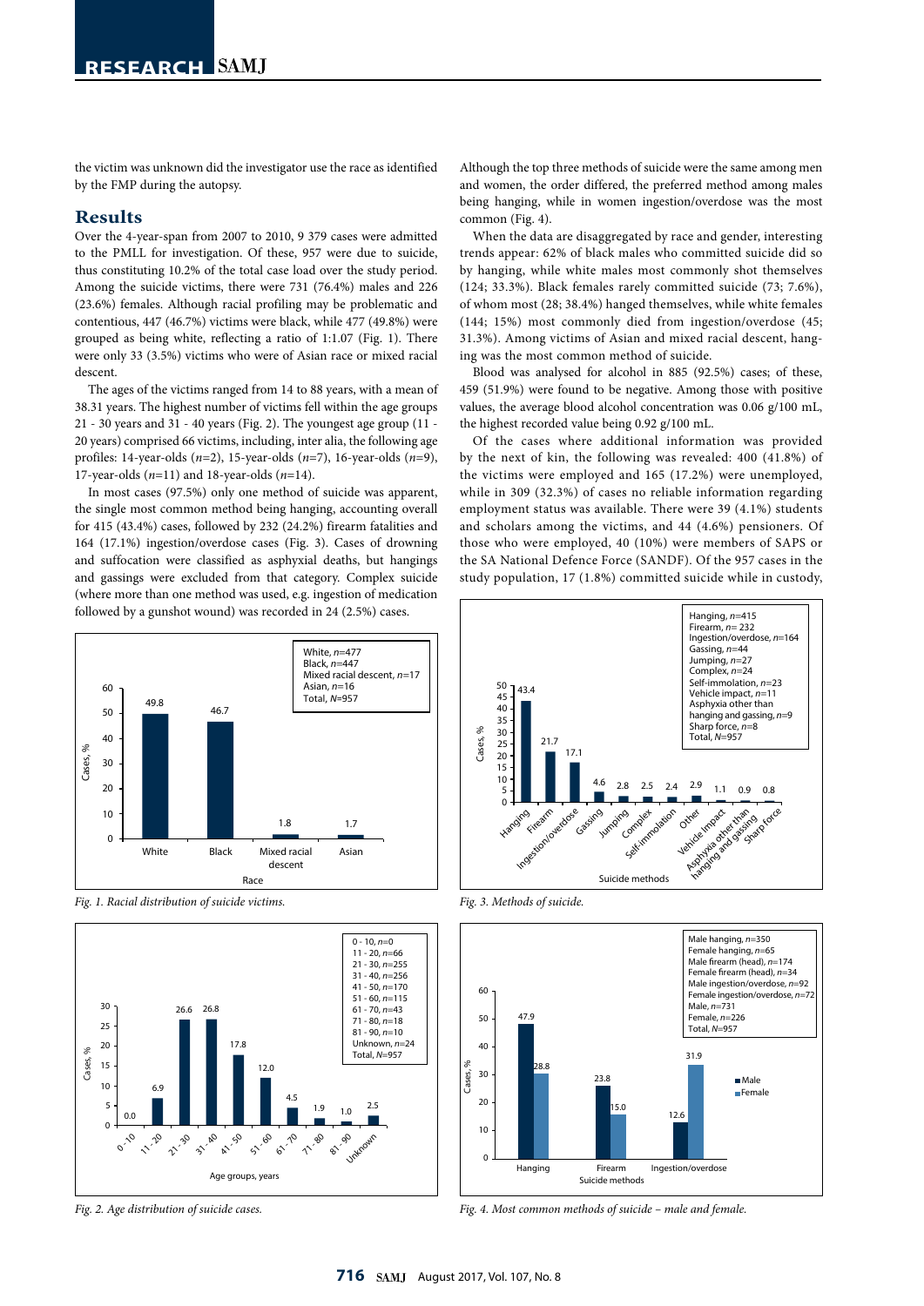the victim was unknown did the investigator use the race as identified by the FMP during the autopsy.

## Results

Over the 4-year-span from 2007 to 2010, 9 379 cases were admitted to the PMLL for investigation. Of these, 957 were due to suicide, thus constituting 10.2% of the total case load over the study period. Among the suicide victims, there were 731 (76.4%) males and 226 (23.6%) females. Although racial profiling may be problematic and contentious, 447 (46.7%) victims were black, while 477 (49.8%) were grouped as being white, reflecting a ratio of 1:1.07 (Fig. 1). There were only 33 (3.5%) victims who were of Asian race or mixed racial descent.

The ages of the victims ranged from 14 to 88 years, with a mean of 38.31 years. The highest number of victims fell within the age groups 21 - 30 years and 31 - 40 years (Fig. 2). The youngest age group (11 - 20 years) comprised 66 victims, including, inter alia, the following age profiles: 14-year-olds (*n*=2), 15-year-olds (*n*=7), 16-year-olds (*n*=9), 17-year-olds (*n*=11) and 18-year-olds (*n*=14).

In most cases (97.5%) only one method of suicide was apparent, the single most common method being hanging, accounting overall for 415 (43.4%) cases, followed by 232 (24.2%) firearm fatalities and 164 (17.1%) ingestion/overdose cases (Fig. 3). Cases of drowning and suffocation were classified as asphyxial deaths, but hangings and gassings were excluded from that category. Complex suicide (where more than one method was used, e.g. ingestion of medication followed by a gunshot wound) was recorded in 24 (2.5%) cases.

*Fig. 1. Racial distribution of suicide victims.*

*Fig. 2. Age distribution of suicide cases.*

Although the top three methods of suicide were the same among men and women, the order differed, the preferred method among males being hanging, while in women ingestion/overdose was the most common (Fig. 4).

When the data are disaggregated by race and gender, interesting trends appear: 62% of black males who committed suicide did so by hanging, while white males most commonly shot themselves (124; 33.3%). Black females rarely committed suicide (73; 7.6%), of whom most (28; 38.4%) hanged themselves, while white females (144; 15%) most commonly died from ingestion/overdose (45; 31.3%). Among victims of Asian and mixed racial descent, hanging was the most common method of suicide.

Blood was analysed for alcohol in 885 (92.5%) cases; of these, 459 (51.9%) were found to be negative. Among those with positive values, the average blood alcohol concentration was 0.06 g/100 mL, the highest recorded value being 0.92 g/100 mL.

Of the cases where additional information was provided by the next of kin, the following was revealed: 400 (41.8%) of the victims were employed and 165 (17.2%) were unemployed, while in 309 (32.3%) of cases no reliable information regarding employment status was available. There were 39 (4.1%) students and scholars among the victims, and 44 (4.6%) pensioners. Of those who were employed, 40 (10%) were members of SAPS or the SA National Defence Force (SANDF). Of the 957 cases in the study population, 17 (1.8%) committed suicide while in custody,

*Fig. 3. Methods of suicide.*

*Fig. 4. Most common methods of suicide – male and female.*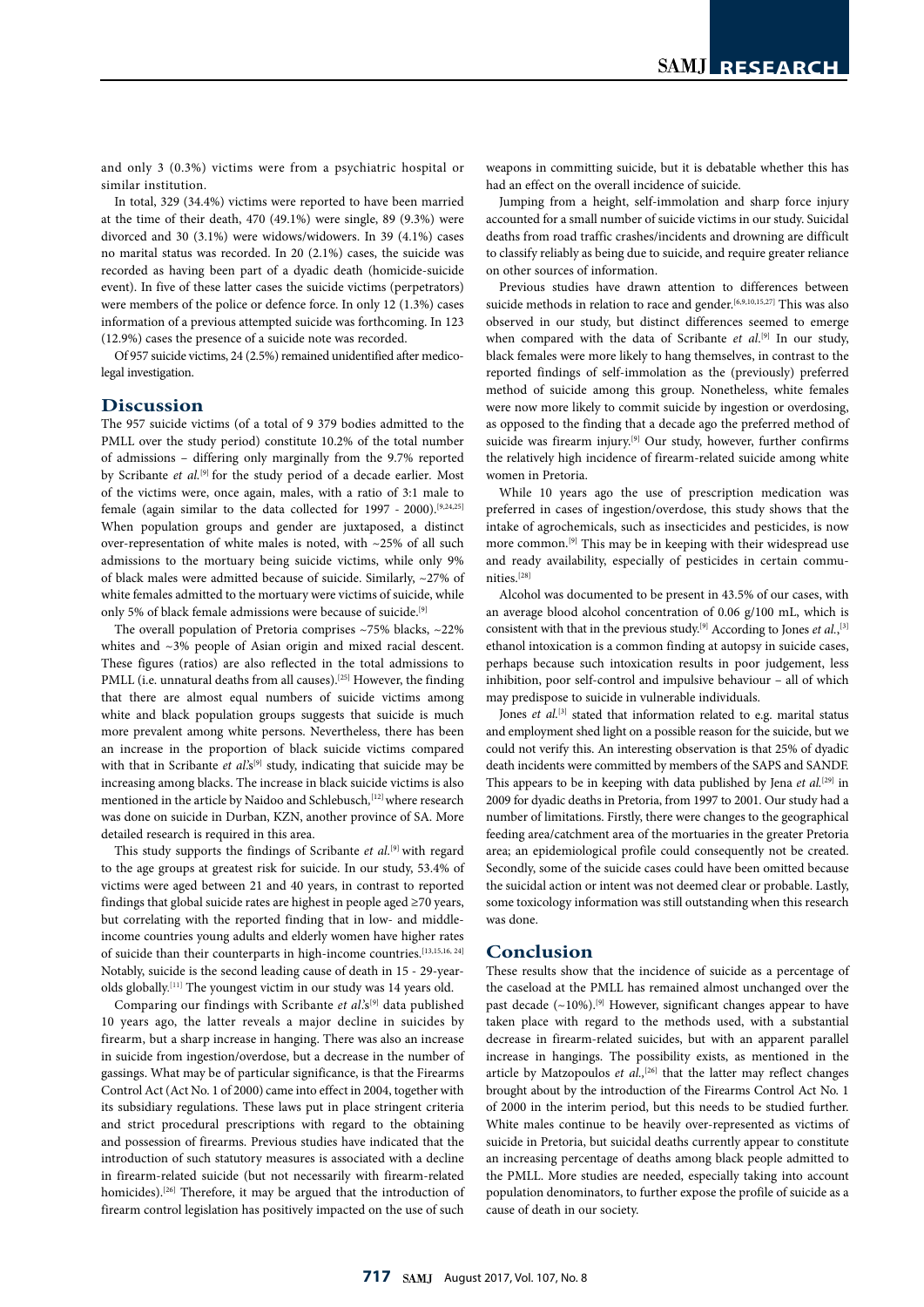and only 3 (0.3%) victims were from a psychiatric hospital or similar institution.

In total, 329 (34.4%) victims were reported to have been married at the time of their death, 470 (49.1%) were single, 89 (9.3%) were divorced and 30 (3.1%) were widows/widowers. In 39 (4.1%) cases no marital status was recorded. In 20 (2.1%) cases, the suicide was recorded as having been part of a dyadic death (homicide-suicide event). In five of these latter cases the suicide victims (perpetrators) were members of the police or defence force. In only 12 (1.3%) cases information of a previous attempted suicide was forthcoming. In 123 (12.9%) cases the presence of a suicide note was recorded.

Of 957 suicide victims, 24 (2.5%) remained unidentified after medicolegal investigation.

## Discussion

The 957 suicide victims (of a total of 9 379 bodies admitted to the PMLL over the study period) constitute 10.2% of the total number of admissions – differing only marginally from the 9.7% reported by Scribante *et al.*[9] for the study period of a decade earlier. Most of the victims were, once again, males, with a ratio of 3:1 male to female (again similar to the data collected for 1997 - 2000).[9,24,25] When population groups and gender are juxtaposed, a distinct over-representation of white males is noted, with ~25% of all such admissions to the mortuary being suicide victims, while only 9% of black males were admitted because of suicide. Similarly, ~27% of white females admitted to the mortuary were victims of suicide, while only 5% of black female admissions were because of suicide.[9]

The overall population of Pretoria comprises ~75% blacks, ~22% whites and ~3% people of Asian origin and mixed racial descent. These figures (ratios) are also reflected in the total admissions to PMLL (i.e. unnatural deaths from all causes).[25] However, the finding that there are almost equal numbers of suicide victims among white and black population groups suggests that suicide is much more prevalent among white persons. Nevertheless, there has been an increase in the proportion of black suicide victims compared with that in Scribante *et al.*'s[9] study, indicating that suicide may be increasing among blacks. The increase in black suicide victims is also mentioned in the article by Naidoo and Schlebusch,[12] where research was done on suicide in Durban, KZN, another province of SA. More detailed research is required in this area.

This study supports the findings of Scribante *et al.*[9] with regard to the age groups at greatest risk for suicide. In our study, 53.4% of victims were aged between 21 and 40 years, in contrast to reported findings that global suicide rates are highest in people aged ≥70 years, but correlating with the reported finding that in low- and middle-income countries young adults and elderly women have higher rates of suicide than their counterparts in high-income countries.[13,15,16, 24] Notably, suicide is the second leading cause of death in 15 - 29-year-olds globally.[11] The youngest victim in our study was 14 years old.

Comparing our findings with Scribante *et al.*'s[9] data published 10 years ago, the latter reveals a major decline in suicides by firearm, but a sharp increase in hanging. There was also an increase in suicide from ingestion/overdose, but a decrease in the number of gassings. What may be of particular significance, is that the Firearms Control Act (Act No. 1 of 2000) came into effect in 2004, together with its subsidiary regulations. These laws put in place stringent criteria and strict procedural prescriptions with regard to the obtaining and possession of firearms. Previous studies have indicated that the introduction of such statutory measures is associated with a decline in firearm-related suicide (but not necessarily with firearm-related homicides).[26] Therefore, it may be argued that the introduction of firearm control legislation has positively impacted on the use of such weapons in committing suicide, but it is debatable whether this has had an effect on the overall incidence of suicide.

Jumping from a height, self-immolation and sharp force injury accounted for a small number of suicide victims in our study. Suicidal deaths from road traffic crashes/incidents and drowning are difficult to classify reliably as being due to suicide, and require greater reliance on other sources of information.

Previous studies have drawn attention to differences between suicide methods in relation to race and gender.[6,9,10,15,27] This was also observed in our study, but distinct differences seemed to emerge when compared with the data of Scribante *et al.*[9] In our study, black females were more likely to hang themselves, in contrast to the reported findings of self-immolation as the (previously) preferred method of suicide among this group. Nonetheless, white females were now more likely to commit suicide by ingestion or overdosing, as opposed to the finding that a decade ago the preferred method of suicide was firearm injury.[9] Our study, however, further confirms the relatively high incidence of firearm-related suicide among white women in Pretoria.

While 10 years ago the use of prescription medication was preferred in cases of ingestion/overdose, this study shows that the intake of agrochemicals, such as insecticides and pesticides, is now more common.[9] This may be in keeping with their widespread use and ready availability, especially of pesticides in certain communities.[28]

Alcohol was documented to be present in 43.5% of our cases, with an average blood alcohol concentration of 0.06 g/100 mL, which is consistent with that in the previous study.[9] According to Jones *et al.*,[3] ethanol intoxication is a common finding at autopsy in suicide cases, perhaps because such intoxication results in poor judgement, less inhibition, poor self-control and impulsive behaviour – all of which may predispose to suicide in vulnerable individuals.

Jones *et al.*[3] stated that information related to e.g. marital status and employment shed light on a possible reason for the suicide, but we could not verify this. An interesting observation is that 25% of dyadic death incidents were committed by members of the SAPS and SANDF. This appears to be in keeping with data published by Jena *et al.*[29] in 2009 for dyadic deaths in Pretoria, from 1997 to 2001. Our study had a number of limitations. Firstly, there were changes to the geographical feeding area/catchment area of the mortuaries in the greater Pretoria area; an epidemiological profile could consequently not be created. Secondly, some of the suicide cases could have been omitted because the suicidal action or intent was not deemed clear or probable. Lastly, some toxicology information was still outstanding when this research was done.

## Conclusion

These results show that the incidence of suicide as a percentage of the caseload at the PMLL has remained almost unchanged over the past decade (~10%).[9] However, significant changes appear to have taken place with regard to the methods used, with a substantial decrease in firearm-related suicides, but with an apparent parallel increase in hangings. The possibility exists, as mentioned in the article by Matzopoulos *et al.*,[26] that the latter may reflect changes brought about by the introduction of the Firearms Control Act No. 1 of 2000 in the interim period, but this needs to be studied further. White males continue to be heavily over-represented as victims of suicide in Pretoria, but suicidal deaths currently appear to constitute an increasing percentage of deaths among black people admitted to the PMLL. More studies are needed, especially taking into account population denominators, to further expose the profile of suicide as a cause of death in our society.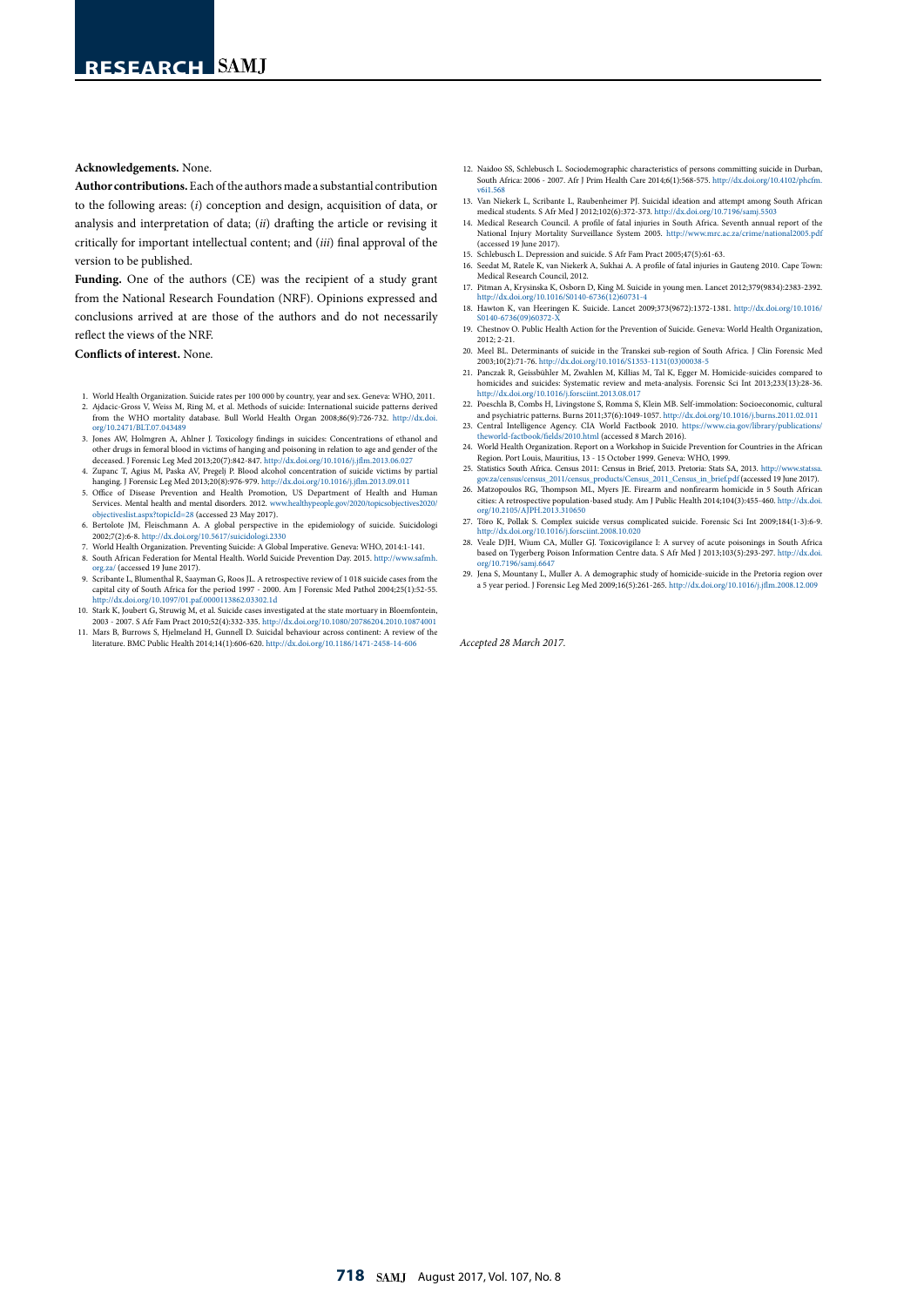**Acknowledgements.** None.

**Author contributions.** Each of the authors made a substantial contribution to the following areas: (*i*) conception and design, acquisition of data, or analysis and interpretation of data; (*ii*) drafting the article or revising it critically for important intellectual content; and (*iii*) final approval of the version to be published.

**Funding.** One of the authors (CE) was the recipient of a study grant from the National Research Foundation (NRF). Opinions expressed and conclusions arrived at are those of the authors and do not necessarily reflect the views of the NRF.

**Conflicts of interest.** None.

1. World Health Organization. Suicide rates per 100 000 by country, year and sex. Geneva: WHO, 2011.
2. Ajdacic-Gross V, Weiss M, Ring M, et al. Methods of suicide: International suicide patterns derived from the WHO mortality database. Bull World Health Organ 2008;86(9):726-732. http://dx.doi.org/10.2471/BLT.07.043489
3. Jones AW, Holmgren A, Ahlner J. Toxicology findings in suicides: Concentrations of ethanol and other drugs in femoral blood in victims of hanging and poisoning in relation to age and gender of the deceased. J Forensic Leg Med 2013;20(7):842-847. http://dx.doi.org/10.1016/j.jflm.2013.06.027
4. Zupanc T, Agius M, Paska AV, Pregelj P. Blood alcohol concentration of suicide victims by partial hanging. J Forensic Leg Med 2013;20(8):976-979. http://dx.doi.org/10.1016/j.jflm.2013.09.011
5. Office of Disease Prevention and Health Promotion, US Department of Health and Human Services. Mental health and mental disorders. 2012. www.healthypeople.gov/2020/topicsobjectives2020/objectiveslist.aspx?topicId=28 (accessed 23 May 2017).
6. Bertolote JM, Fleischmann A. A global perspective in the epidemiology of suicide. Suicidologi 2002;7(2):6-8. http://dx.doi.org/10.5617/suicidologi.2330
7. World Health Organization. Preventing Suicide: A Global Imperative. Geneva: WHO, 2014:1-141.
8. South African Federation for Mental Health. World Suicide Prevention Day. 2015. http://www.safmh.org.za/ (accessed 19 June 2017).
9. Scribante L, Blumenthal R, Saayman G, Roos JL. A retrospective review of 1 018 suicide cases from the capital city of South Africa for the period 1997 - 2000. Am J Forensic Med Pathol 2004;25(1):52-55. http://dx.doi.org/10.1097/01.paf.0000113862.03302.1d
10. Stark K, Joubert G, Struwig M, et al. Suicide cases investigated at the state mortuary in Bloemfontein, 2003 - 2007. S Afr Fam Pract 2010;52(4):332-335. http://dx.doi.org/10.1080/20786204.2010.10874001
11. Mars B, Burrows S, Hjelmeland H, Gunnell D. Suicidal behaviour across continent: A review of the literature. BMC Public Health 2014;14(1):606-620. http://dx.doi.org/10.1186/1471-2458-14-606
12. Naidoo SS, Schlebusch L. Sociodemographic characteristics of persons committing suicide in Durban, South Africa: 2006 - 2007. Afr J Prim Health Care 2014;6(1):568-575. http://dx.doi.org/10.4102/phcfm.v6i1.568
13. Van Niekerk L, Scribante L, Raubenheimer PJ. Suicidal ideation and attempt among South African medical students. S Afr Med J 2012;102(6):372-373. http://dx.doi.org/10.7196/samj.5503
14. Medical Research Council. A profile of fatal injuries in South Africa. Seventh annual report of the National Injury Mortality Surveillance System 2005. http://www.mrc.ac.za/crime/national2005.pdf (accessed 19 June 2017).
15. Schlebusch L. Depression and suicide. S Afr Fam Pract 2005;47(5):61-63.
16. Seedat M, Ratele K, van Niekerk A, Sukhai A. A profile of fatal injuries in Gauteng 2010. Cape Town: Medical Research Council, 2012.
17. Pitman A, Krysinska K, Osborn D, King M. Suicide in young men. Lancet 2012;379(9834):2383-2392. http://dx.doi.org/10.1016/S0140-6736(12)60731-4
18. Hawton K, van Heeringen K. Suicide. Lancet 2009;373(9672):1372-1381. http://dx.doi.org/10.1016/S0140-6736(09)60372-X
19. Chestnov O. Public Health Action for the Prevention of Suicide. Geneva: World Health Organization, 2012; 2-21.
20. Meel BL. Determinants of suicide in the Transkei sub-region of South Africa. J Clin Forensic Med 2003;10(2):71-76. http://dx.doi.org/10.1016/S1353-1131(03)00038-5
21. Panczak R, Geissbühler M, Zwahlen M, Killias M, Tal K, Egger M. Homicide-suicides compared to homicides and suicides: Systematic review and meta-analysis. Forensic Sci Int 2013;233(1):28-36. http://dx.doi.org/10.1016/j.forsciint.2013.08.017
22. Poeschla B, Combs H, Livingstone S, Romma S, Klein MB. Self-immolation: Socioeconomic, cultural and psychiatric patterns. Burns 2011;37(6):1049-1057. http://dx.doi.org/10.1016/j.burns.2011.02.011
23. Central Intelligence Agency. CIA World Factbook 2010. https://www.cia.gov/library/publications/theworld-factbook/fields/2010.html (accessed 8 March 2016).
24. World Health Organization. Report on a Workshop in Suicide Prevention for Countries in the African Region. Port Louis, Mauritius, 13 - 15 October 1999. Geneva: WHO, 1999.
25. Statistics South Africa. Census 2011: Census in Brief, 2013. Pretoria: Stats SA, 2013. http://www.statssa.gov.za/census/census_2011/census_products/Census_2011_Census_in_brief.pdf (accessed 19 June 2017).
26. Matzopoulos RG, Thompson ML, Myers JE. Firearm and nonfirearm homicide in 5 South African cities: A retrospective population-based study. Am J Public Health 2014;104(3):455-460. http://dx.doi.org/10.2105/AJPH.2013.310650
27. Törö K, Pollak S. Complex suicide versus complicated suicide. Forensic Sci Int 2009;184(1-3):6-9. http://dx.doi.org/10.1016/j.forsciint.2008.10.020
28. Veale DJH, Wium CA, Müller GJ. Toxicovigilance I: A survey of acute poisonings in South Africa based on Tygerberg Poison Information Centre data. S Afr Med J 2013;103(5):293-297. http://dx.doi.org/10.7196/samj.6647
29. Jena S, Mountany L, Muller A. A demographic study of homicide-suicide in the Pretoria region over a 5 year period. J Forensic Leg Med 2009;16(5):261-265. http://dx.doi.org/10.1016/j.jflm.2008.12.009

*Accepted 28 March 2017.*